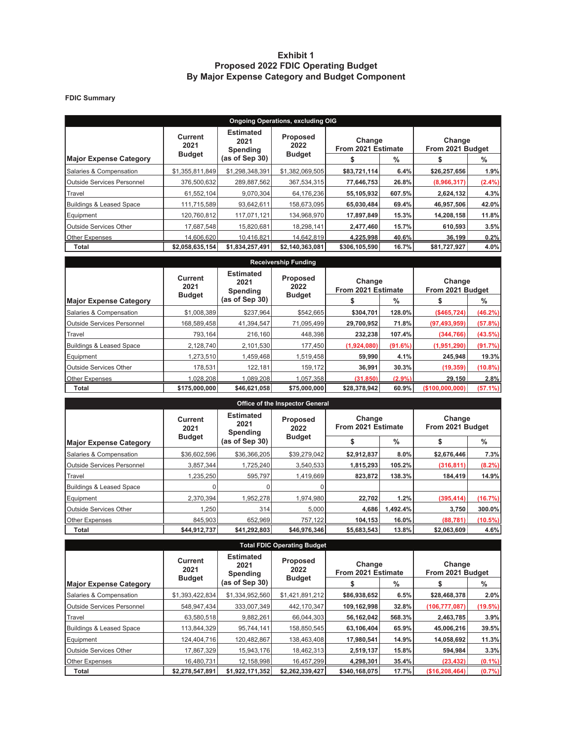# Exhibit 1
## Proposed 2022 FDIC Operating Budget
## By Major Expense Category and Budget Component

**FDIC Summary**

| Ongoing Operations, excluding OIG | | | | | | | |
|---|---|---|---|---|---|---|---|
| Major Expense Category | Current 2021 Budget | Estimated 2021 Spending (as of Sep 30) | Proposed 2022 Budget | Change From 2021 Estimate | | Change From 2021 Budget | |
| | | | | $ | % | $ | % |
| Salaries & Compensation | $1,355,811,849 | $1,298,348,391 | $1,382,069,505 | $83,721,114 | 6.4% | $26,257,656 | 1.9% |
| Outside Services Personnel | 376,500,632 | 289,887,562 | 367,534,315 | 77,646,753 | 26.8% | (8,966,317) | (2.4%) |
| Travel | 61,552,104 | 9,070,304 | 64,176,236 | 55,105,932 | 607.5% | 2,624,132 | 4.3% |
| Buildings & Leased Space | 111,715,589 | 93,642,611 | 158,673,095 | 65,030,484 | 69.4% | 46,957,506 | 42.0% |
| Equipment | 120,760,812 | 117,071,121 | 134,968,970 | 17,897,849 | 15.3% | 14,208,158 | 11.8% |
| Outside Services Other | 17,687,548 | 15,820,681 | 18,298,141 | 2,477,460 | 15.7% | 610,593 | 3.5% |
| Other Expenses | 14,606,620 | 10,416,821 | 14,642,819 | 4,225,998 | 40.6% | 36,199 | 0.2% |
| Total | $2,058,635,154 | $1,834,257,491 | $2,140,363,081 | $306,105,590 | 16.7% | $81,727,927 | 4.0% |

| Receivership Funding | | | | | | | |
|---|---|---|---|---|---|---|---|
| Major Expense Category | Current 2021 Budget | Estimated 2021 Spending (as of Sep 30) | Proposed 2022 Budget | Change From 2021 Estimate | | Change From 2021 Budget | |
| | | | | $ | % | $ | % |
| Salaries & Compensation | $1,008,389 | $237,964 | $542,665 | $304,701 | 128.0% | ($465,724) | (46.2%) |
| Outside Services Personnel | 168,589,458 | 41,394,547 | 71,095,499 | 29,700,952 | 71.8% | (97,493,959) | (57.8%) |
| Travel | 793,164 | 216,160 | 448,398 | 232,238 | 107.4% | (344,766) | (43.5%) |
| Buildings & Leased Space | 2,128,740 | 2,101,530 | 177,450 | (1,924,080) | (91.6%) | (1,951,290) | (91.7%) |
| Equipment | 1,273,510 | 1,459,468 | 1,519,458 | 59,990 | 4.1% | 245,948 | 19.3% |
| Outside Services Other | 178,531 | 122,181 | 159,172 | 36,991 | 30.3% | (19,359) | (10.8%) |
| Other Expenses | 1,028,208 | 1,089,208 | 1,057,358 | (31,850) | (2.9%) | 29,150 | 2.8% |
| Total | $175,000,000 | $46,621,058 | $75,000,000 | $28,378,942 | 60.9% | ($100,000,000) | (57.1%) |

| Office of the Inspector General | | | | | | | |
|---|---|---|---|---|---|---|---|
| Major Expense Category | Current 2021 Budget | Estimated 2021 Spending (as of Sep 30) | Proposed 2022 Budget | Change From 2021 Estimate | | Change From 2021 Budget | |
| | | | | $ | % | $ | % |
| Salaries & Compensation | $36,602,596 | $36,366,205 | $39,279,042 | $2,912,837 | 8.0% | $2,676,446 | 7.3% |
| Outside Services Personnel | 3,857,344 | 1,725,240 | 3,540,533 | 1,815,293 | 105.2% | (316,811) | (8.2%) |
| Travel | 1,235,250 | 595,797 | 1,419,669 | 823,872 | 138.3% | 184,419 | 14.9% |
| Buildings & Leased Space | 0 | 0 | 0 | | | | |
| Equipment | 2,370,394 | 1,952,278 | 1,974,980 | 22,702 | 1.2% | (395,414) | (16.7%) |
| Outside Services Other | 1,250 | 314 | 5,000 | 4,686 | 1,492.4% | 3,750 | 300.0% |
| Other Expenses | 845,903 | 652,969 | 757,122 | 104,153 | 16.0% | (88,781) | (10.5%) |
| Total | $44,912,737 | $41,292,803 | $46,976,346 | $5,683,543 | 13.8% | $2,063,609 | 4.6% |

| Total FDIC Operating Budget | | | | | | | |
|---|---|---|---|---|---|---|---|
| Major Expense Category | Current 2021 Budget | Estimated 2021 Spending (as of Sep 30) | Proposed 2022 Budget | Change From 2021 Estimate | | Change From 2021 Budget | |
| | | | | $ | % | $ | % |
| Salaries & Compensation | $1,393,422,834 | $1,334,952,560 | $1,421,891,212 | $86,938,652 | 6.5% | $28,468,378 | 2.0% |
| Outside Services Personnel | 548,947,434 | 333,007,349 | 442,170,347 | 109,162,998 | 32.8% | (106,777,087) | (19.5%) |
| Travel | 63,580,518 | 9,882,261 | 66,044,303 | 56,162,042 | 568.3% | 2,463,785 | 3.9% |
| Buildings & Leased Space | 113,844,329 | 95,744,141 | 158,850,545 | 63,106,404 | 65.9% | 45,006,216 | 39.5% |
| Equipment | 124,404,716 | 120,482,867 | 138,463,408 | 17,980,541 | 14.9% | 14,058,692 | 11.3% |
| Outside Services Other | 17,867,329 | 15,943,176 | 18,462,313 | 2,519,137 | 15.8% | 594,984 | 3.3% |
| Other Expenses | 16,480,731 | 12,158,998 | 16,457,299 | 4,298,301 | 35.4% | (23,432) | (0.1%) |
| Total | $2,278,547,891 | $1,922,171,352 | $2,262,339,427 | $340,168,075 | 17.7% | ($16,208,464) | (0.7%) |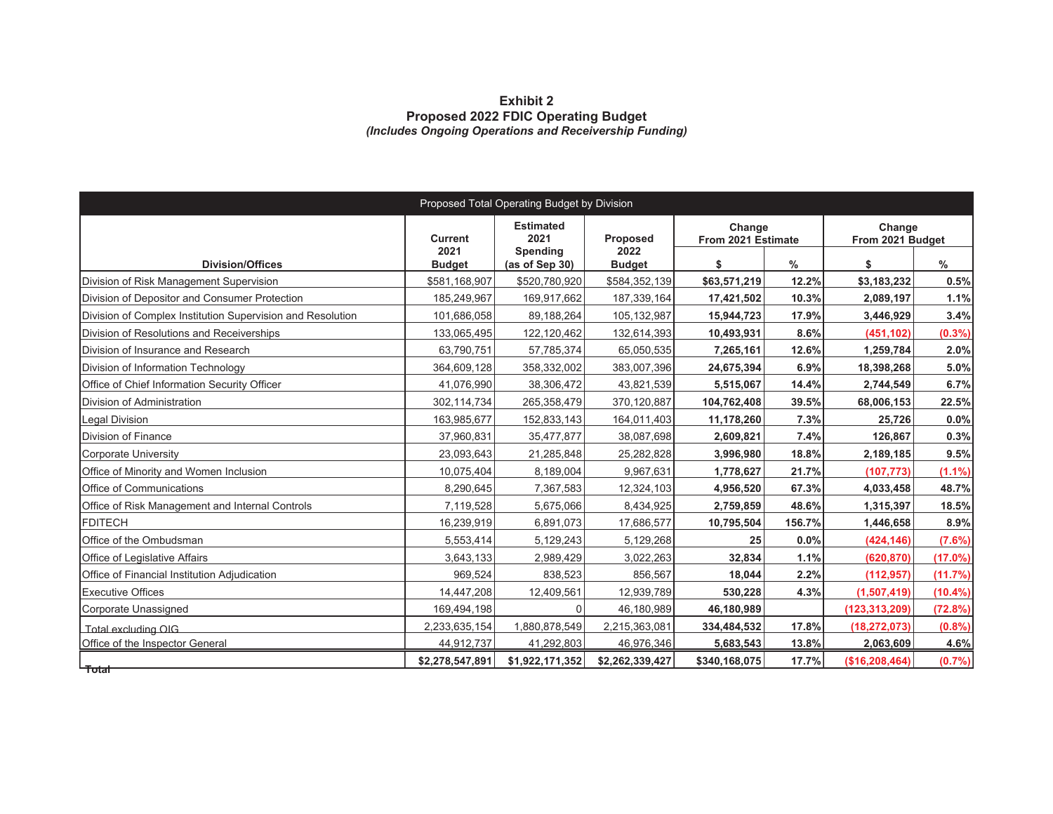**Exhibit 2**
**Proposed 2022 FDIC Operating Budget**
***(Includes Ongoing Operations and Receivership Funding)***

| Proposed Total Operating Budget by Division | | | | | | | |
|---|---|---|---|---|---|---|---|
| Division/Offices | Current 2021 Budget | Estimated 2021 Spending (as of Sep 30) | Proposed 2022 Budget | Change From 2021 Estimate | | Change From 2021 Budget | |
| | | | | $ | % | $ | % |
| Division of Risk Management Supervision | $581,168,907 | $520,780,920 | $584,352,139 | **$63,571,219** | **12.2%** | **$3,183,232** | **0.5%** |
| Division of Depositor and Consumer Protection | 185,249,967 | 169,917,662 | 187,339,164 | **17,421,502** | **10.3%** | **2,089,197** | **1.1%** |
| Division of Complex Institution Supervision and Resolution | 101,686,058 | 89,188,264 | 105,132,987 | **15,944,723** | **17.9%** | **3,446,929** | **3.4%** |
| Division of Resolutions and Receiverships | 133,065,495 | 122,120,462 | 132,614,393 | **10,493,931** | **8.6%** | **(451,102)** | **(0.3%)** |
| Division of Insurance and Research | 63,790,751 | 57,785,374 | 65,050,535 | **7,265,161** | **12.6%** | **1,259,784** | **2.0%** |
| Division of Information Technology | 364,609,128 | 358,332,002 | 383,007,396 | **24,675,394** | **6.9%** | **18,398,268** | **5.0%** |
| Office of Chief Information Security Officer | 41,076,990 | 38,306,472 | 43,821,539 | **5,515,067** | **14.4%** | **2,744,549** | **6.7%** |
| Division of Administration | 302,114,734 | 265,358,479 | 370,120,887 | **104,762,408** | **39.5%** | **68,006,153** | **22.5%** |
| Legal Division | 163,985,677 | 152,833,143 | 164,011,403 | **11,178,260** | **7.3%** | **25,726** | **0.0%** |
| Division of Finance | 37,960,831 | 35,477,877 | 38,087,698 | **2,609,821** | **7.4%** | **126,867** | **0.3%** |
| Corporate University | 23,093,643 | 21,285,848 | 25,282,828 | **3,996,980** | **18.8%** | **2,189,185** | **9.5%** |
| Office of Minority and Women Inclusion | 10,075,404 | 8,189,004 | 9,967,631 | **1,778,627** | **21.7%** | **(107,773)** | **(1.1%)** |
| Office of Communications | 8,290,645 | 7,367,583 | 12,324,103 | **4,956,520** | **67.3%** | **4,033,458** | **48.7%** |
| Office of Risk Management and Internal Controls | 7,119,528 | 5,675,066 | 8,434,925 | **2,759,859** | **48.6%** | **1,315,397** | **18.5%** |
| FDITECH | 16,239,919 | 6,891,073 | 17,686,577 | **10,795,504** | **156.7%** | **1,446,658** | **8.9%** |
| Office of the Ombudsman | 5,553,414 | 5,129,243 | 5,129,268 | **25** | **0.0%** | **(424,146)** | **(7.6%)** |
| Office of Legislative Affairs | 3,643,133 | 2,989,429 | 3,022,263 | **32,834** | **1.1%** | **(620,870)** | **(17.0%)** |
| Office of Financial Institution Adjudication | 969,524 | 838,523 | 856,567 | **18,044** | **2.2%** | **(112,957)** | **(11.7%)** |
| Executive Offices | 14,447,208 | 12,409,561 | 12,939,789 | **530,228** | **4.3%** | **(1,507,419)** | **(10.4%)** |
| Corporate Unassigned | 169,494,198 | 0 | 46,180,989 | **46,180,989** | | **(123,313,209)** | **(72.8%)** |
| Total excluding OIG | 2,233,635,154 | 1,880,878,549 | 2,215,363,081 | **334,484,532** | **17.8%** | **(18,272,073)** | **(0.8%)** |
| Office of the Inspector General | 44,912,737 | 41,292,803 | 46,976,346 | **5,683,543** | **13.8%** | **2,063,609** | **4.6%** |
| **Total** | **$2,278,547,891** | **$1,922,171,352** | **$2,262,339,427** | **$340,168,075** | **17.7%** | **($16,208,464)** | **(0.7%)** |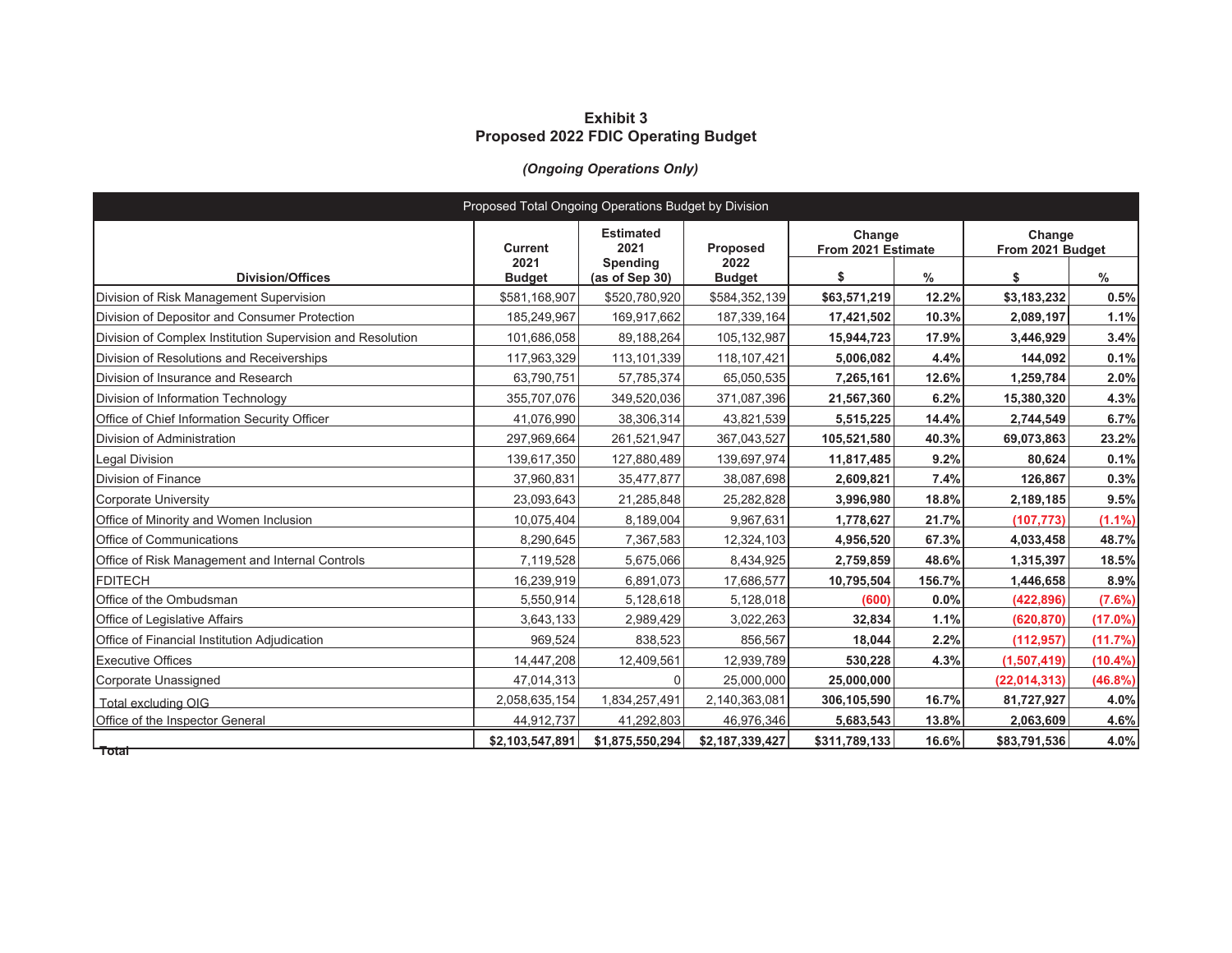# Exhibit 3
# Proposed 2022 FDIC Operating Budget

*(Ongoing Operations Only)*

| Proposed Total Ongoing Operations Budget by Division | | | | | | | |
|---|---|---|---|---|---|---|---|
| Division/Offices | Current 2021 Budget | Estimated 2021 Spending (as of Sep 30) | Proposed 2022 Budget | Change From 2021 Estimate | | Change From 2021 Budget | |
| | | | | $ | % | $ | % |
| Division of Risk Management Supervision | $581,168,907 | $520,780,920 | $584,352,139 | **$63,571,219** | **12.2%** | **$3,183,232** | **0.5%** |
| Division of Depositor and Consumer Protection | 185,249,967 | 169,917,662 | 187,339,164 | **17,421,502** | **10.3%** | **2,089,197** | **1.1%** |
| Division of Complex Institution Supervision and Resolution | 101,686,058 | 89,188,264 | 105,132,987 | **15,944,723** | **17.9%** | **3,446,929** | **3.4%** |
| Division of Resolutions and Receiverships | 117,963,329 | 113,101,339 | 118,107,421 | **5,006,082** | **4.4%** | **144,092** | **0.1%** |
| Division of Insurance and Research | 63,790,751 | 57,785,374 | 65,050,535 | **7,265,161** | **12.6%** | **1,259,784** | **2.0%** |
| Division of Information Technology | 355,707,076 | 349,520,036 | 371,087,396 | **21,567,360** | **6.2%** | **15,380,320** | **4.3%** |
| Office of Chief Information Security Officer | 41,076,990 | 38,306,314 | 43,821,539 | **5,515,225** | **14.4%** | **2,744,549** | **6.7%** |
| Division of Administration | 297,969,664 | 261,521,947 | 367,043,527 | **105,521,580** | **40.3%** | **69,073,863** | **23.2%** |
| Legal Division | 139,617,350 | 127,880,489 | 139,697,974 | **11,817,485** | **9.2%** | **80,624** | **0.1%** |
| Division of Finance | 37,960,831 | 35,477,877 | 38,087,698 | **2,609,821** | **7.4%** | **126,867** | **0.3%** |
| Corporate University | 23,093,643 | 21,285,848 | 25,282,828 | **3,996,980** | **18.8%** | **2,189,185** | **9.5%** |
| Office of Minority and Women Inclusion | 10,075,404 | 8,189,004 | 9,967,631 | **1,778,627** | **21.7%** | **(107,773)** | **(1.1%)** |
| Office of Communications | 8,290,645 | 7,367,583 | 12,324,103 | **4,956,520** | **67.3%** | **4,033,458** | **48.7%** |
| Office of Risk Management and Internal Controls | 7,119,528 | 5,675,066 | 8,434,925 | **2,759,859** | **48.6%** | **1,315,397** | **18.5%** |
| FDITECH | 16,239,919 | 6,891,073 | 17,686,577 | **10,795,504** | **156.7%** | **1,446,658** | **8.9%** |
| Office of the Ombudsman | 5,550,914 | 5,128,618 | 5,128,018 | **(600)** | **0.0%** | **(422,896)** | **(7.6%)** |
| Office of Legislative Affairs | 3,643,133 | 2,989,429 | 3,022,263 | **32,834** | **1.1%** | **(620,870)** | **(17.0%)** |
| Office of Financial Institution Adjudication | 969,524 | 838,523 | 856,567 | **18,044** | **2.2%** | **(112,957)** | **(11.7%)** |
| Executive Offices | 14,447,208 | 12,409,561 | 12,939,789 | **530,228** | **4.3%** | **(1,507,419)** | **(10.4%)** |
| Corporate Unassigned | 47,014,313 | 0 | 25,000,000 | **25,000,000** | | **(22,014,313)** | **(46.8%)** |
| Total excluding OIG | 2,058,635,154 | 1,834,257,491 | 2,140,363,081 | **306,105,590** | **16.7%** | **81,727,927** | **4.0%** |
| Office of the Inspector General | 44,912,737 | 41,292,803 | 46,976,346 | **5,683,543** | **13.8%** | **2,063,609** | **4.6%** |
| **Total** | **$2,103,547,891** | **$1,875,550,294** | **$2,187,339,427** | **$311,789,133** | **16.6%** | **$83,791,536** | **4.0%** |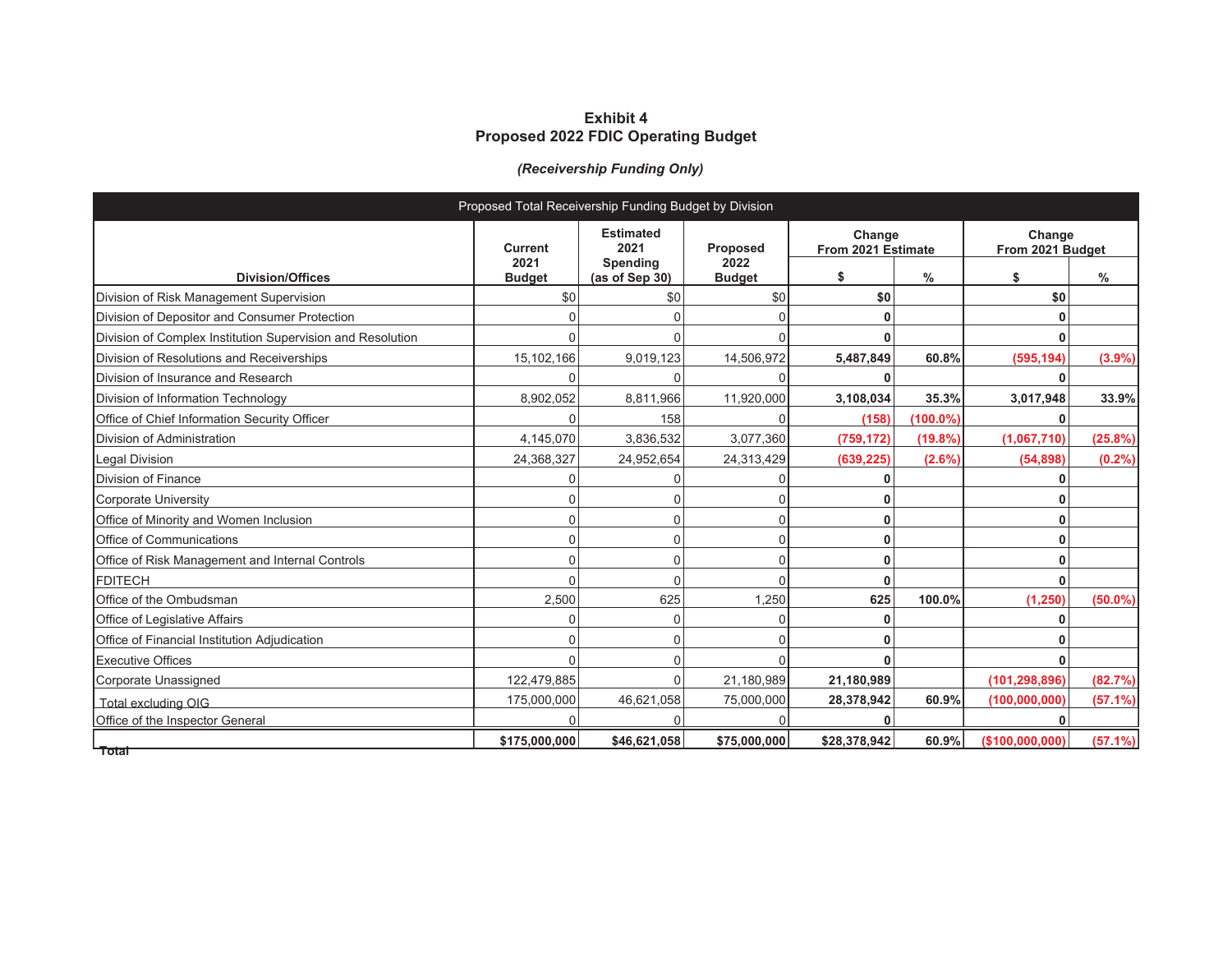# Exhibit 4
# Proposed 2022 FDIC Operating Budget

***(Receivership Funding Only)***

| Proposed Total Receivership Funding Budget by Division | | | | | | | |
|---|---|---|---|---|---|---|---|
| **Division/Offices** | **Current 2021 Budget** | **Estimated 2021 Spending (as of Sep 30)** | **Proposed 2022 Budget** | **Change From 2021 Estimate** | | **Change From 2021 Budget** | |
| | | | | **$** | **%** | **$** | **%** |
| Division of Risk Management Supervision | $0 | $0 | $0 | **$0** | | **$0** | |
| Division of Depositor and Consumer Protection | 0 | 0 | 0 | **0** | | **0** | |
| Division of Complex Institution Supervision and Resolution | 0 | 0 | 0 | **0** | | **0** | |
| Division of Resolutions and Receiverships | 15,102,166 | 9,019,123 | 14,506,972 | **5,487,849** | **60.8%** | **(595,194)** | **(3.9%)** |
| Division of Insurance and Research | 0 | 0 | 0 | **0** | | **0** | |
| Division of Information Technology | 8,902,052 | 8,811,966 | 11,920,000 | **3,108,034** | **35.3%** | **3,017,948** | **33.9%** |
| Office of Chief Information Security Officer | 0 | 158 | 0 | **(158)** | **(100.0%)** | **0** | |
| Division of Administration | 4,145,070 | 3,836,532 | 3,077,360 | **(759,172)** | **(19.8%)** | **(1,067,710)** | **(25.8%)** |
| Legal Division | 24,368,327 | 24,952,654 | 24,313,429 | **(639,225)** | **(2.6%)** | **(54,898)** | **(0.2%)** |
| Division of Finance | 0 | 0 | 0 | **0** | | **0** | |
| Corporate University | 0 | 0 | 0 | **0** | | **0** | |
| Office of Minority and Women Inclusion | 0 | 0 | 0 | **0** | | **0** | |
| Office of Communications | 0 | 0 | 0 | **0** | | **0** | |
| Office of Risk Management and Internal Controls | 0 | 0 | 0 | **0** | | **0** | |
| FDITECH | 0 | 0 | 0 | **0** | | **0** | |
| Office of the Ombudsman | 2,500 | 625 | 1,250 | **625** | **100.0%** | **(1,250)** | **(50.0%)** |
| Office of Legislative Affairs | 0 | 0 | 0 | **0** | | **0** | |
| Office of Financial Institution Adjudication | 0 | 0 | 0 | **0** | | **0** | |
| Executive Offices | 0 | 0 | 0 | **0** | | **0** | |
| Corporate Unassigned | 122,479,885 | 0 | 21,180,989 | **21,180,989** | | **(101,298,896)** | **(82.7%)** |
| Total excluding OIG | 175,000,000 | 46,621,058 | 75,000,000 | **28,378,942** | **60.9%** | **(100,000,000)** | **(57.1%)** |
| Office of the Inspector General | 0 | 0 | 0 | **0** | | **0** | |
| **Total** | **$175,000,000** | **$46,621,058** | **$75,000,000** | **$28,378,942** | **60.9%** | **($100,000,000)** | **(57.1%)** |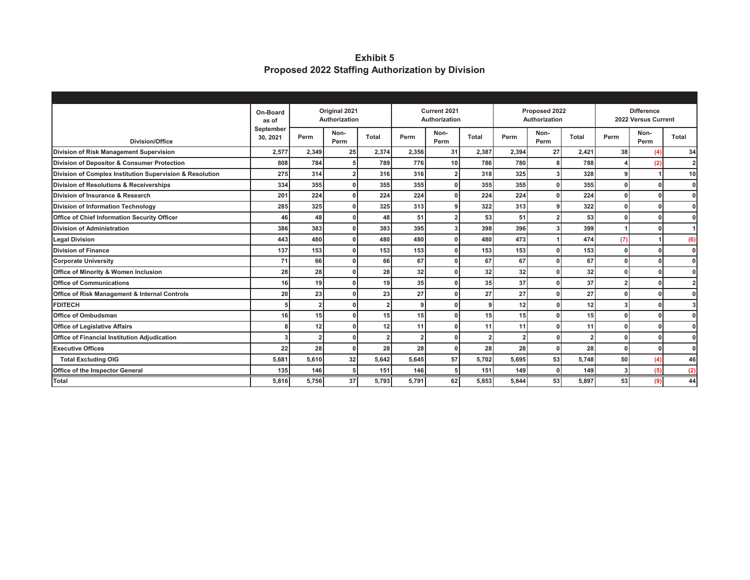# Exhibit 5
## Proposed 2022 Staffing Authorization by Division

| Division/Office | On-Board as of September 30, 2021 | Original 2021 Authorization | | | Current 2021 Authorization | | | Proposed 2022 Authorization | | | Difference 2022 Versus Current | | |
|---|---|---|---|---|---|---|---|---|---|---|---|---|---|
| | | Perm | Non-Perm | Total | Perm | Non-Perm | Total | Perm | Non-Perm | Total | Perm | Non-Perm | Total |
| **Division of Risk Management Supervision** | 2,577 | 2,349 | 25 | 2,374 | 2,356 | 31 | 2,387 | 2,394 | 27 | 2,421 | 38 | (4) | 34 |
| **Division of Depositor & Consumer Protection** | 808 | 784 | 5 | 789 | 776 | 10 | 786 | 780 | 8 | 788 | 4 | (2) | 2 |
| **Division of Complex Institution Supervision & Resolution** | 275 | 314 | 2 | 316 | 316 | 2 | 318 | 325 | 3 | 328 | 9 | 1 | 10 |
| **Division of Resolutions & Receiverships** | 334 | 355 | 0 | 355 | 355 | 0 | 355 | 355 | 0 | 355 | 0 | 0 | 0 |
| **Division of Insurance & Research** | 201 | 224 | 0 | 224 | 224 | 0 | 224 | 224 | 0 | 224 | 0 | 0 | 0 |
| **Division of Information Technology** | 285 | 325 | 0 | 325 | 313 | 9 | 322 | 313 | 9 | 322 | 0 | 0 | 0 |
| **Office of Chief Information Security Officer** | 46 | 48 | 0 | 48 | 51 | 2 | 53 | 51 | 2 | 53 | 0 | 0 | 0 |
| **Division of Administration** | 386 | 383 | 0 | 383 | 395 | 3 | 398 | 396 | 3 | 399 | 1 | 0 | 1 |
| **Legal Division** | 443 | 480 | 0 | 480 | 480 | 0 | 480 | 473 | 1 | 474 | (7) | 1 | (6) |
| **Division of Finance** | 137 | 153 | 0 | 153 | 153 | 0 | 153 | 153 | 0 | 153 | 0 | 0 | 0 |
| **Corporate University** | 71 | 66 | 0 | 66 | 67 | 0 | 67 | 67 | 0 | 67 | 0 | 0 | 0 |
| **Office of Minority & Women Inclusion** | 28 | 28 | 0 | 28 | 32 | 0 | 32 | 32 | 0 | 32 | 0 | 0 | 0 |
| **Office of Communications** | 16 | 19 | 0 | 19 | 35 | 0 | 35 | 37 | 0 | 37 | 2 | 0 | 2 |
| **Office of Risk Management & Internal Controls** | 20 | 23 | 0 | 23 | 27 | 0 | 27 | 27 | 0 | 27 | 0 | 0 | 0 |
| **FDITECH** | 5 | 2 | 0 | 2 | 9 | 0 | 9 | 12 | 0 | 12 | 3 | 0 | 3 |
| **Office of Ombudsman** | 16 | 15 | 0 | 15 | 15 | 0 | 15 | 15 | 0 | 15 | 0 | 0 | 0 |
| **Office of Legislative Affairs** | 8 | 12 | 0 | 12 | 11 | 0 | 11 | 11 | 0 | 11 | 0 | 0 | 0 |
| **Office of Financial Institution Adjudication** | 3 | 2 | 0 | 2 | 2 | 0 | 2 | 2 | 0 | 2 | 0 | 0 | 0 |
| **Executive Offices** | 22 | 28 | 0 | 28 | 28 | 0 | 28 | 28 | 0 | 28 | 0 | 0 | 0 |
| **Total Excluding OIG** | 5,681 | 5,610 | 32 | 5,642 | 5,645 | 57 | 5,702 | 5,695 | 53 | 5,748 | 50 | (4) | 46 |
| **Office of the Inspector General** | 135 | 146 | 5 | 151 | 146 | 5 | 151 | 149 | 0 | 149 | 3 | (5) | (2) |
| **Total** | 5,816 | 5,756 | 37 | 5,793 | 5,791 | 62 | 5,853 | 5,844 | 53 | 5,897 | 53 | (9) | 44 |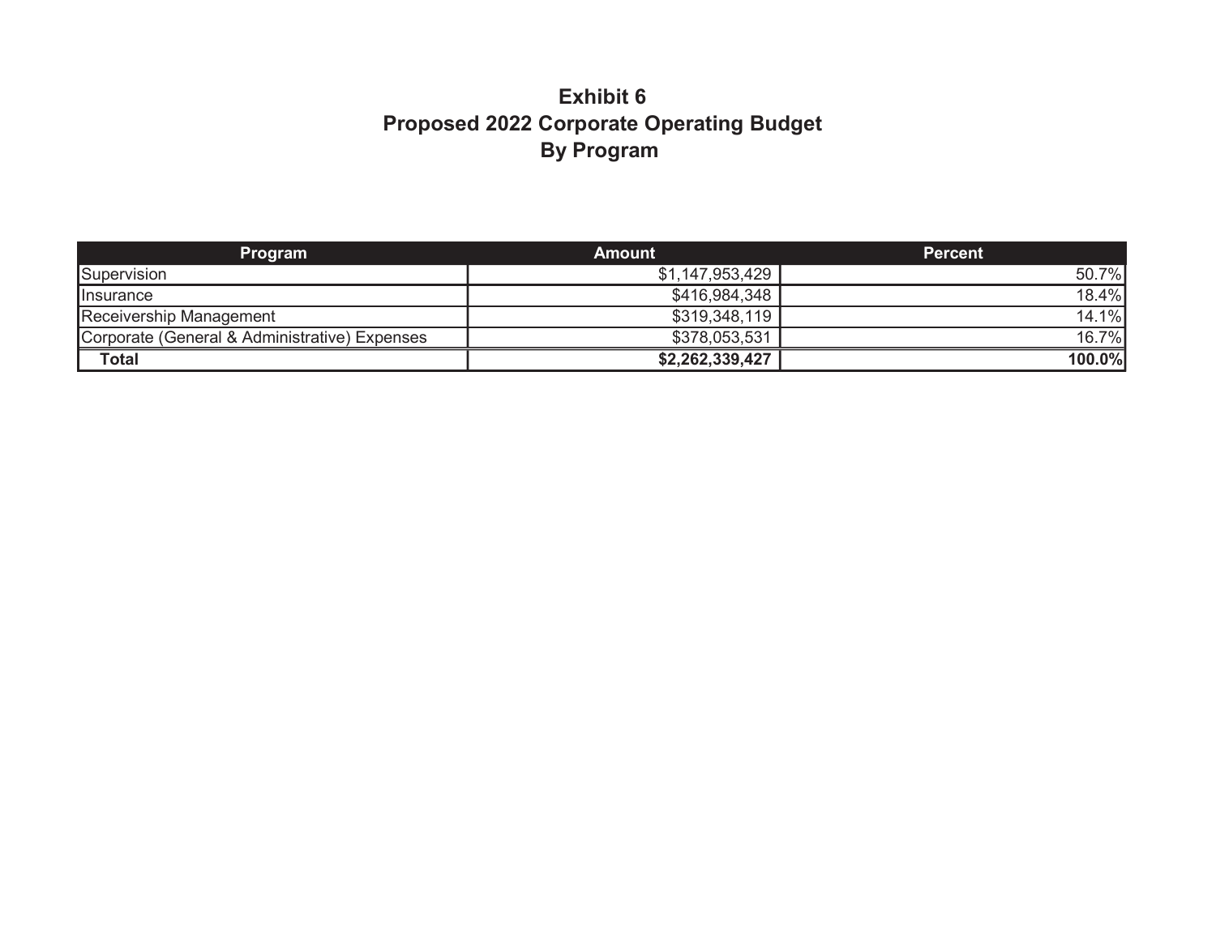# Exhibit 6
# Proposed 2022 Corporate Operating Budget
# By Program

| Program | Amount | Percent |
|---|---:|---:|
| Supervision | $1,147,953,429 | 50.7% |
| Insurance | $416,984,348 | 18.4% |
| Receivership Management | $319,348,119 | 14.1% |
| Corporate (General & Administrative) Expenses | $378,053,531 | 16.7% |
| **Total** | **$2,262,339,427** | **100.0%** |